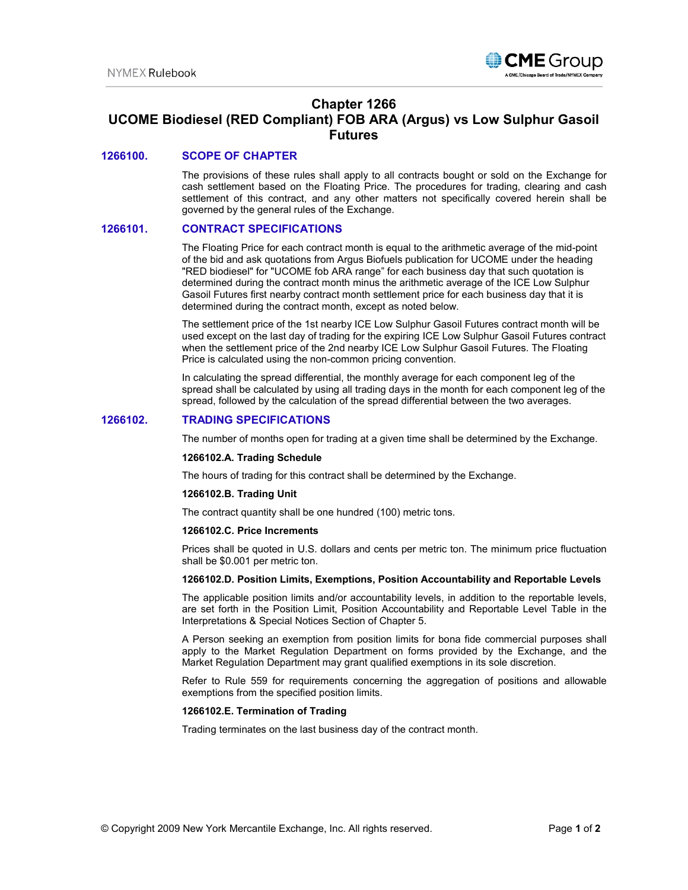# Chapter 1266
# UCOME Biodiesel (RED Compliant) FOB ARA (Argus) vs Low Sulphur Gasoil Futures

## 1266100. SCOPE OF CHAPTER

The provisions of these rules shall apply to all contracts bought or sold on the Exchange for cash settlement based on the Floating Price. The procedures for trading, clearing and cash settlement of this contract, and any other matters not specifically covered herein shall be governed by the general rules of the Exchange.

## 1266101. CONTRACT SPECIFICATIONS

The Floating Price for each contract month is equal to the arithmetic average of the mid-point of the bid and ask quotations from Argus Biofuels publication for UCOME under the heading "RED biodiesel" for "UCOME fob ARA range" for each business day that such quotation is determined during the contract month minus the arithmetic average of the ICE Low Sulphur Gasoil Futures first nearby contract month settlement price for each business day that it is determined during the contract month, except as noted below.

The settlement price of the 1st nearby ICE Low Sulphur Gasoil Futures contract month will be used except on the last day of trading for the expiring ICE Low Sulphur Gasoil Futures contract when the settlement price of the 2nd nearby ICE Low Sulphur Gasoil Futures. The Floating Price is calculated using the non-common pricing convention.

In calculating the spread differential, the monthly average for each component leg of the spread shall be calculated by using all trading days in the month for each component leg of the spread, followed by the calculation of the spread differential between the two averages.

## 1266102. TRADING SPECIFICATIONS

The number of months open for trading at a given time shall be determined by the Exchange.

**1266102.A. Trading Schedule**

The hours of trading for this contract shall be determined by the Exchange.

**1266102.B. Trading Unit**

The contract quantity shall be one hundred (100) metric tons.

**1266102.C. Price Increments**

Prices shall be quoted in U.S. dollars and cents per metric ton. The minimum price fluctuation shall be $0.001 per metric ton.

**1266102.D. Position Limits, Exemptions, Position Accountability and Reportable Levels**

The applicable position limits and/or accountability levels, in addition to the reportable levels, are set forth in the Position Limit, Position Accountability and Reportable Level Table in the Interpretations & Special Notices Section of Chapter 5.

A Person seeking an exemption from position limits for bona fide commercial purposes shall apply to the Market Regulation Department on forms provided by the Exchange, and the Market Regulation Department may grant qualified exemptions in its sole discretion.

Refer to Rule 559 for requirements concerning the aggregation of positions and allowable exemptions from the specified position limits.

**1266102.E. Termination of Trading**

Trading terminates on the last business day of the contract month.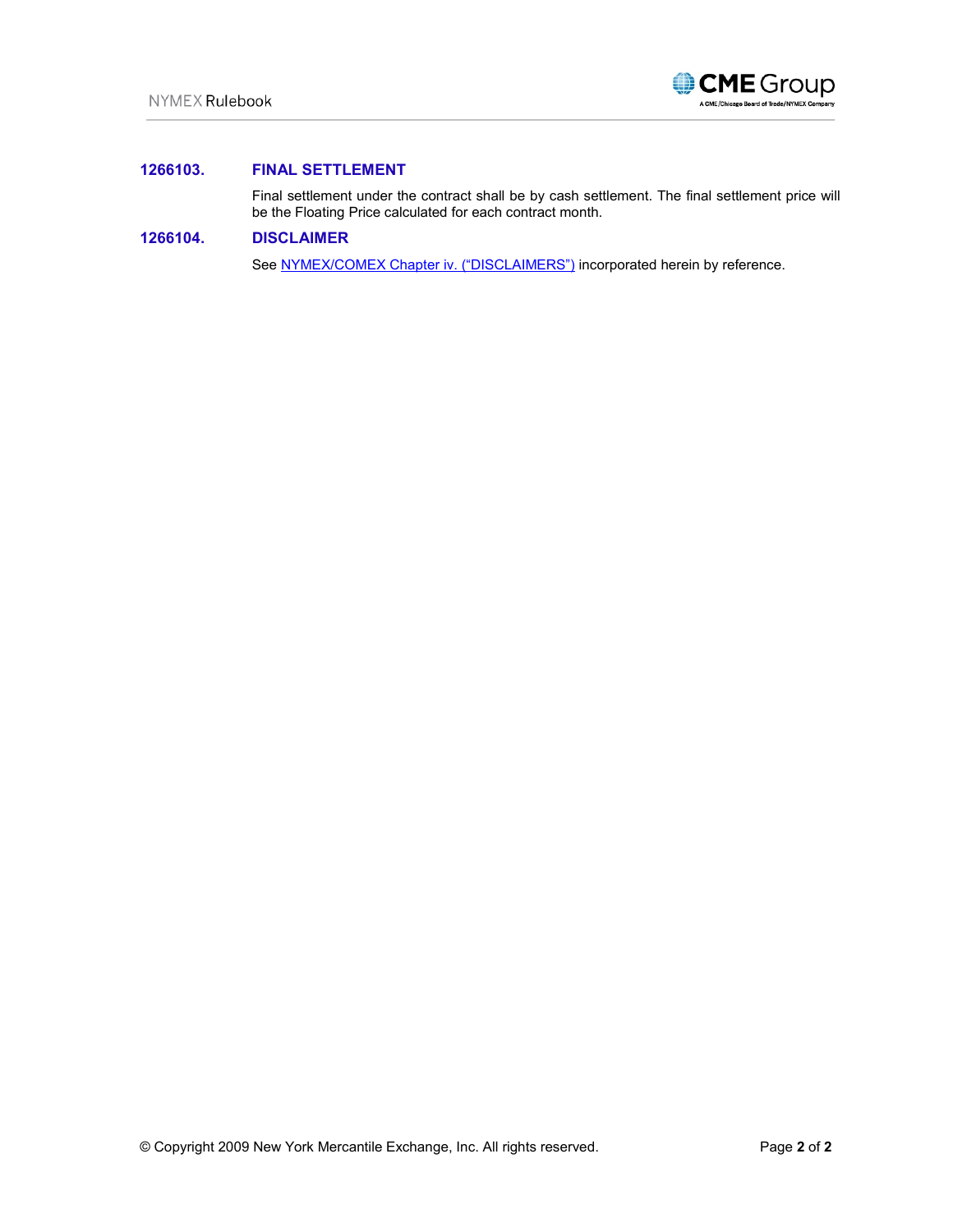### 1266103. FINAL SETTLEMENT

Final settlement under the contract shall be by cash settlement. The final settlement price will be the Floating Price calculated for each contract month.

### 1266104. DISCLAIMER

See NYMEX/COMEX Chapter iv. ("DISCLAIMERS") incorporated herein by reference.